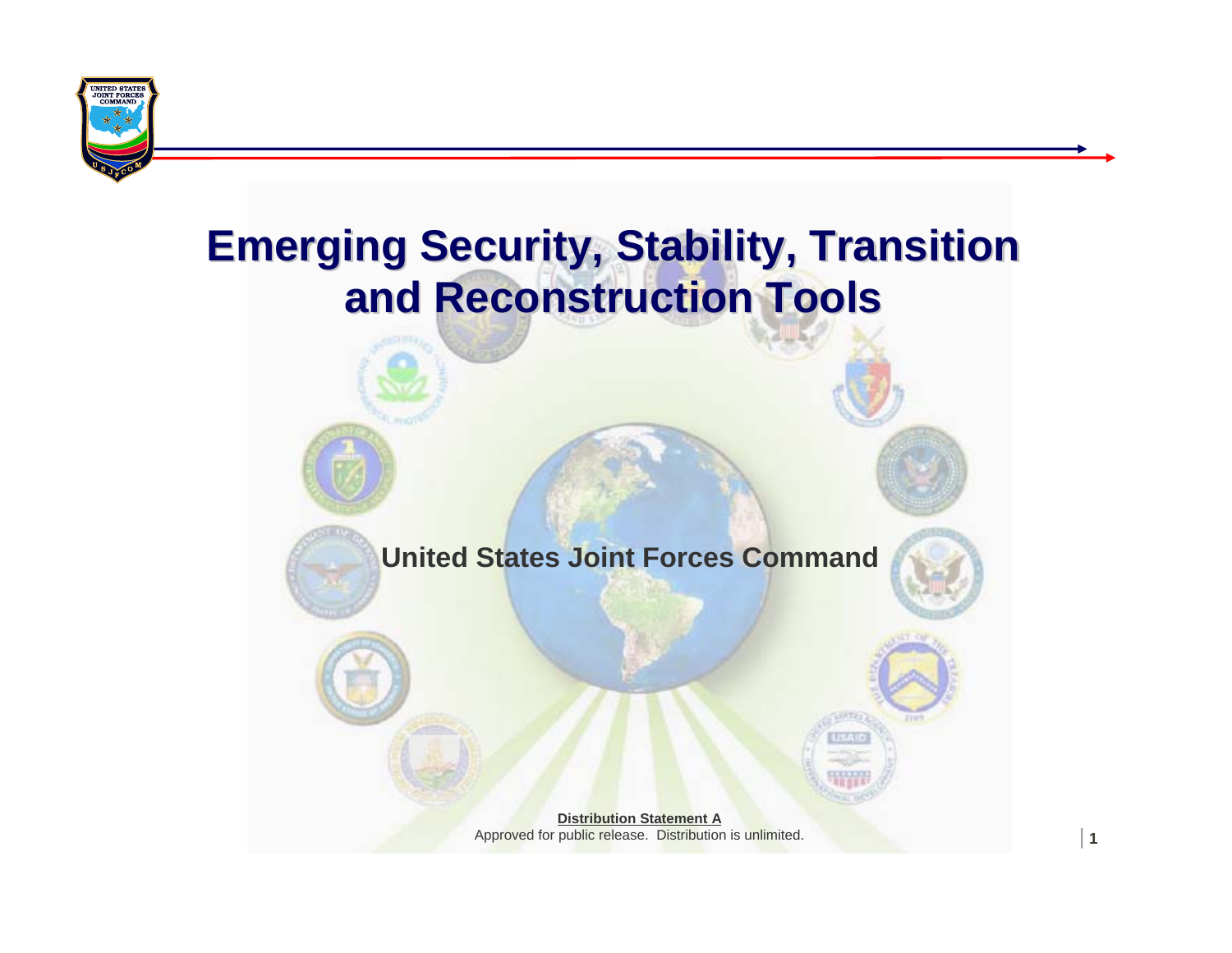# Emerging Security, Stability, Transition and Reconstruction Tools

**United States Joint Forces Command**

**Distribution Statement A**
Approved for public release. Distribution is unlimited.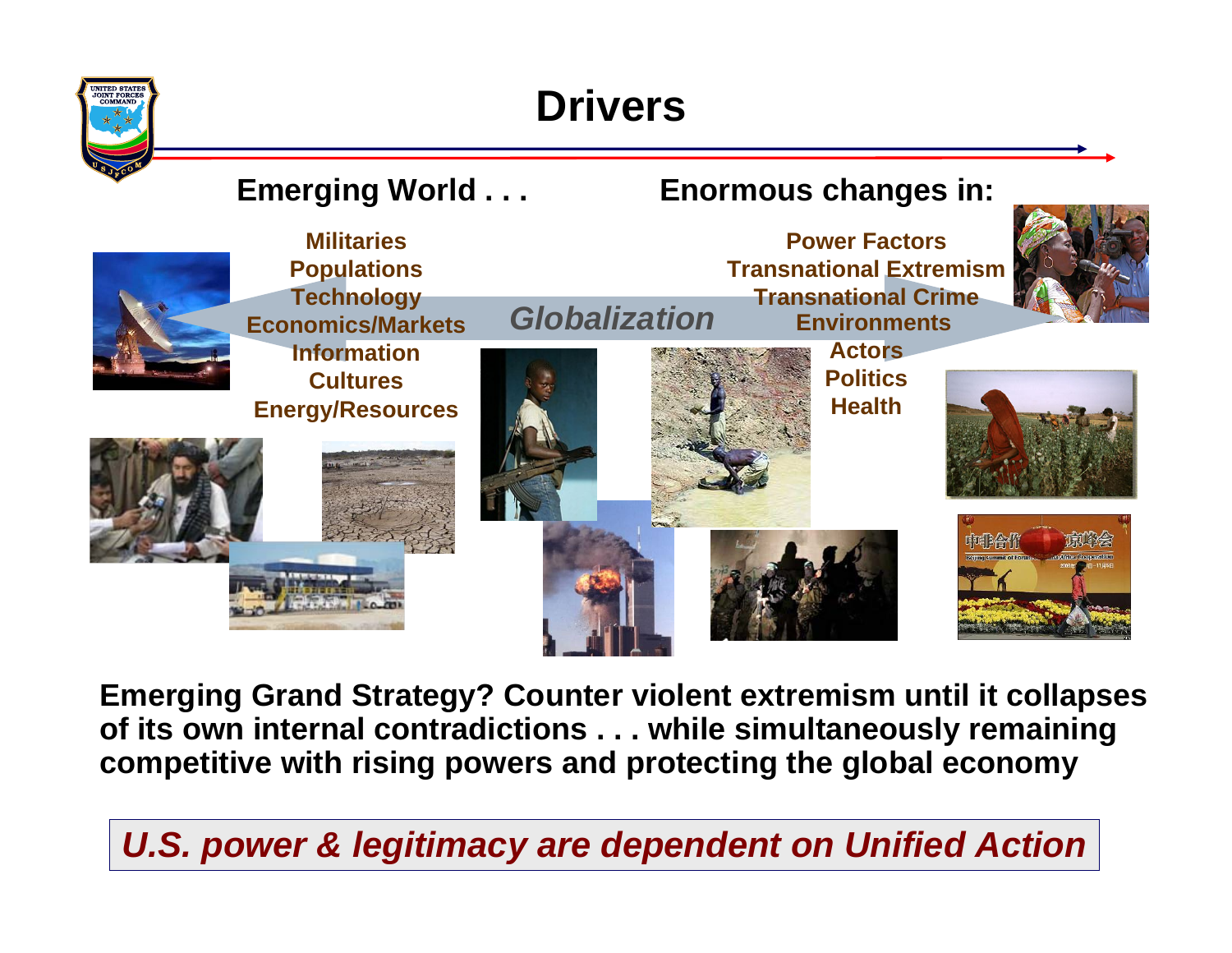# Drivers

**Emerging World . . .**

- Militaries
- Populations
- Technology
- Economics/Markets
- Information
- Cultures
- Energy/Resources

*Globalization*

**Enormous changes in:**

- Power Factors
- Transnational Extremism
- Transnational Crime
- Environments
- Actors
- Politics
- Health

**Emerging Grand Strategy? Counter violent extremism until it collapses of its own internal contradictions . . . while simultaneously remaining competitive with rising powers and protecting the global economy**

***U.S. power & legitimacy are dependent on Unified Action***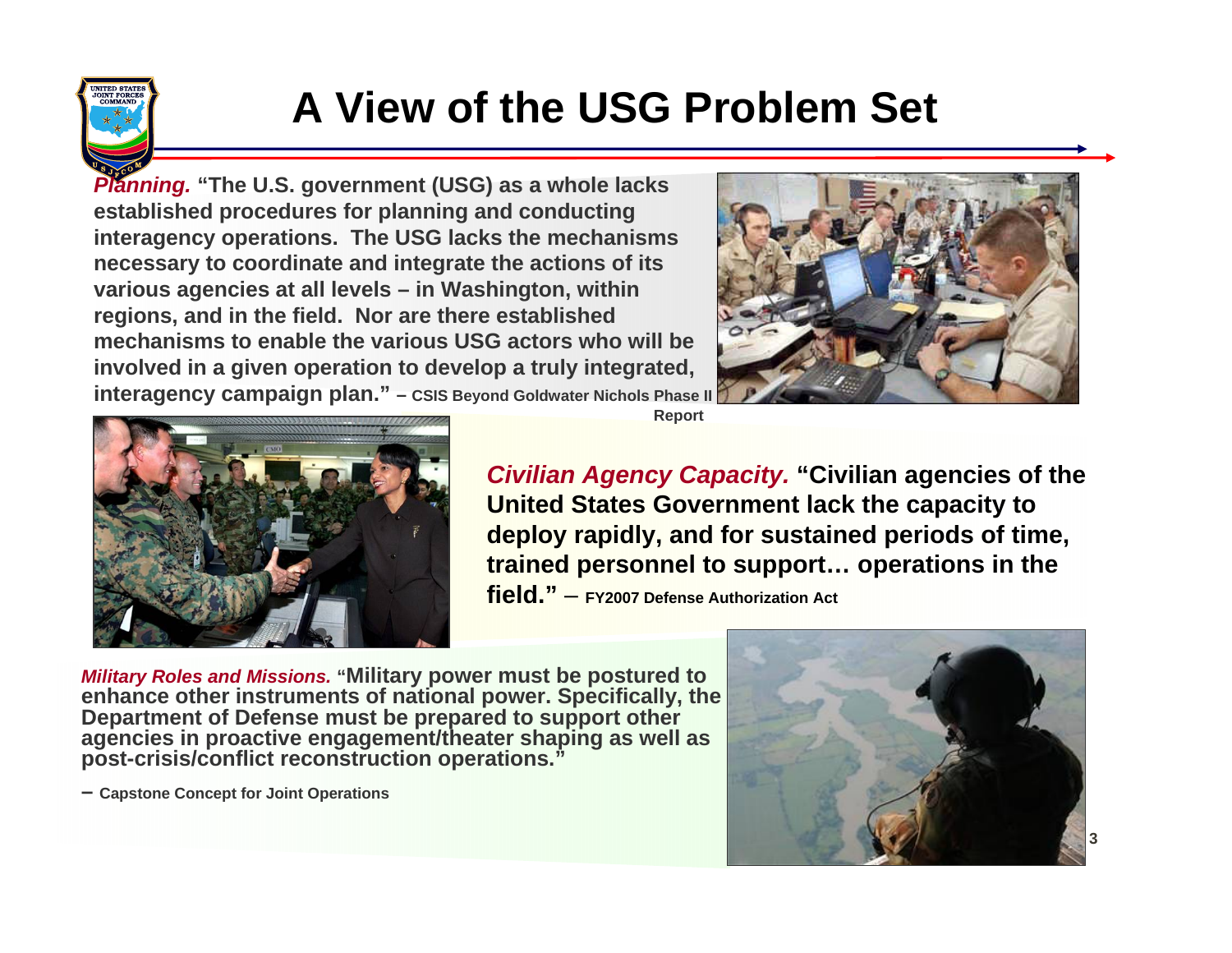# A View of the USG Problem Set

***Planning.*** **"The U.S. government (USG) as a whole lacks established procedures for planning and conducting interagency operations. The USG lacks the mechanisms necessary to coordinate and integrate the actions of its various agencies at all levels – in Washington, within regions, and in the field. Nor are there established mechanisms to enable the various USG actors who will be involved in a given operation to develop a truly integrated, interagency campaign plan."** – **CSIS Beyond Goldwater Nichols Phase II Report**

***Civilian Agency Capacity.*** **"Civilian agencies of the United States Government lack the capacity to deploy rapidly, and for sustained periods of time, trained personnel to support… operations in the field."** – **FY2007 Defense Authorization Act**

***Military Roles and Missions.*** **"Military power must be postured to enhance other instruments of national power. Specifically, the Department of Defense must be prepared to support other agencies in proactive engagement/theater shaping as well as post-crisis/conflict reconstruction operations."**

– **Capstone Concept for Joint Operations**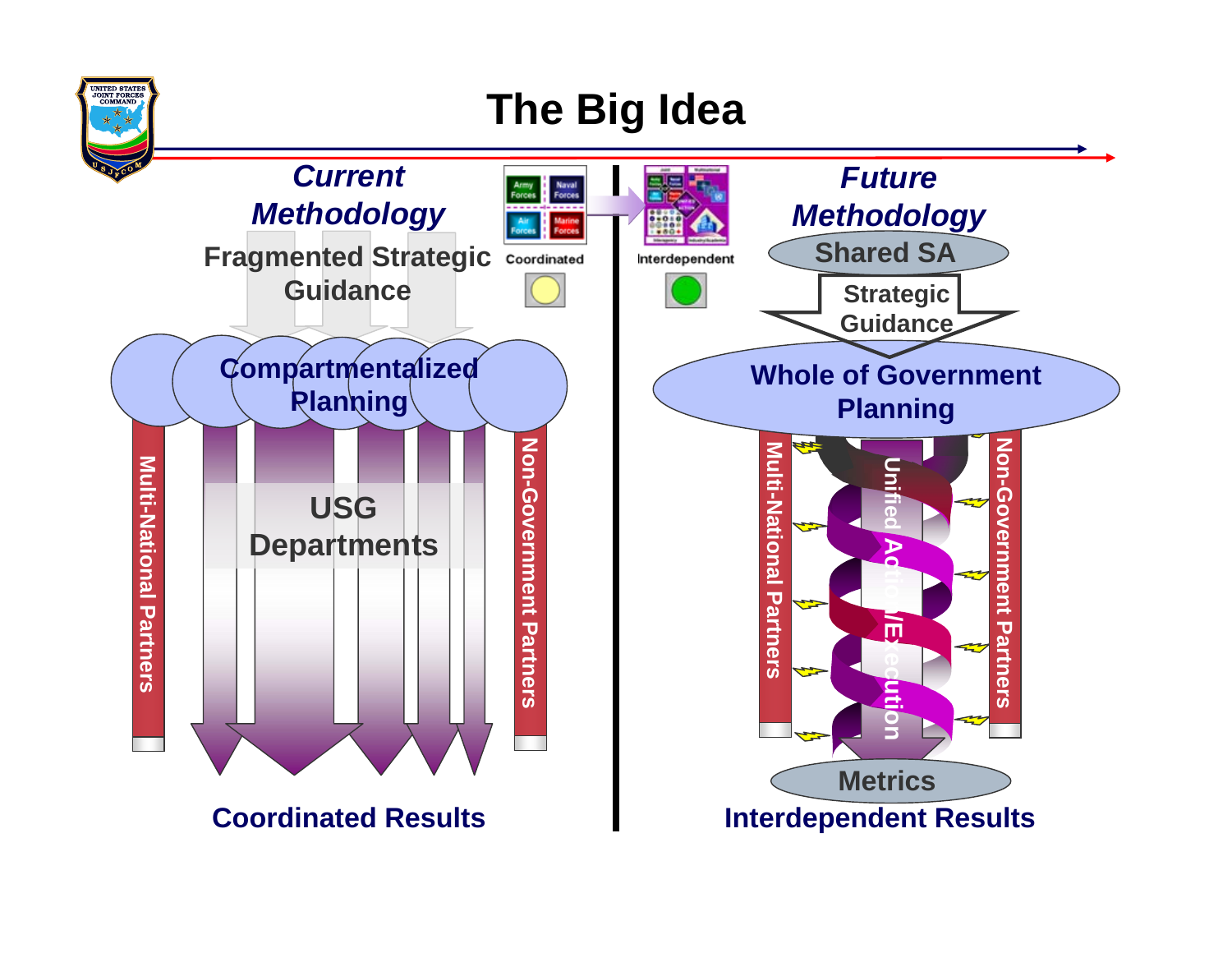# The Big Idea

## *Current Methodology*

Fragmented Strategic Guidance

Coordinated

Compartmentalized Planning

Multi-National Partners

USG Departments

Non-Government Partners

**Coordinated Results**

## *Future Methodology*

Interdependent

Shared SA

Strategic Guidance

Whole of Government Planning

Multi-National Partners

Unified Action/Execution

Non-Government Partners

Metrics

**Interdependent Results**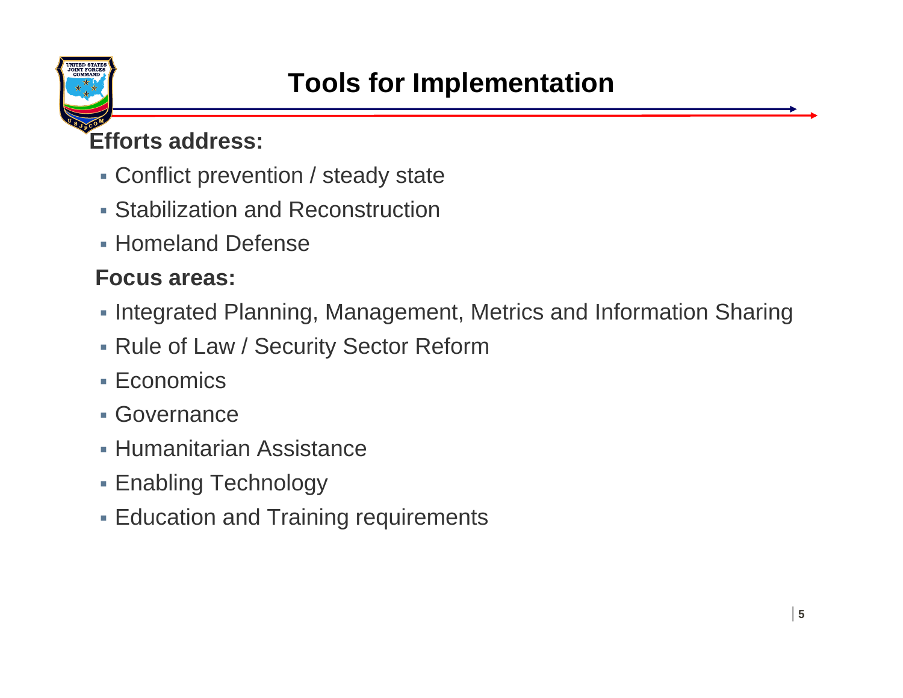# Tools for Implementation

**Efforts address:**

- Conflict prevention / steady state
- Stabilization and Reconstruction
- Homeland Defense

**Focus areas:**

- Integrated Planning, Management, Metrics and Information Sharing
- Rule of Law / Security Sector Reform
- Economics
- Governance
- Humanitarian Assistance
- Enabling Technology
- Education and Training requirements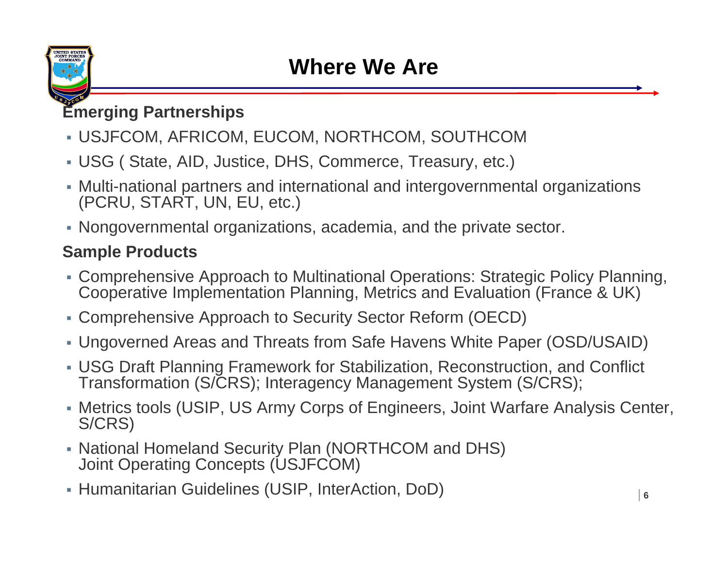# Where We Are

**Emerging Partnerships**

- USJFCOM, AFRICOM, EUCOM, NORTHCOM, SOUTHCOM
- USG ( State, AID, Justice, DHS, Commerce, Treasury, etc.)
- Multi-national partners and international and intergovernmental organizations (PCRU, START, UN, EU, etc.)
- Nongovernmental organizations, academia, and the private sector.

**Sample Products**

- Comprehensive Approach to Multinational Operations: Strategic Policy Planning, Cooperative Implementation Planning, Metrics and Evaluation (France & UK)
- Comprehensive Approach to Security Sector Reform (OECD)
- Ungoverned Areas and Threats from Safe Havens White Paper (OSD/USAID)
- USG Draft Planning Framework for Stabilization, Reconstruction, and Conflict Transformation (S/CRS); Interagency Management System (S/CRS);
- Metrics tools (USIP, US Army Corps of Engineers, Joint Warfare Analysis Center, S/CRS)
- National Homeland Security Plan (NORTHCOM and DHS) Joint Operating Concepts (USJFCOM)
- Humanitarian Guidelines (USIP, InterAction, DoD)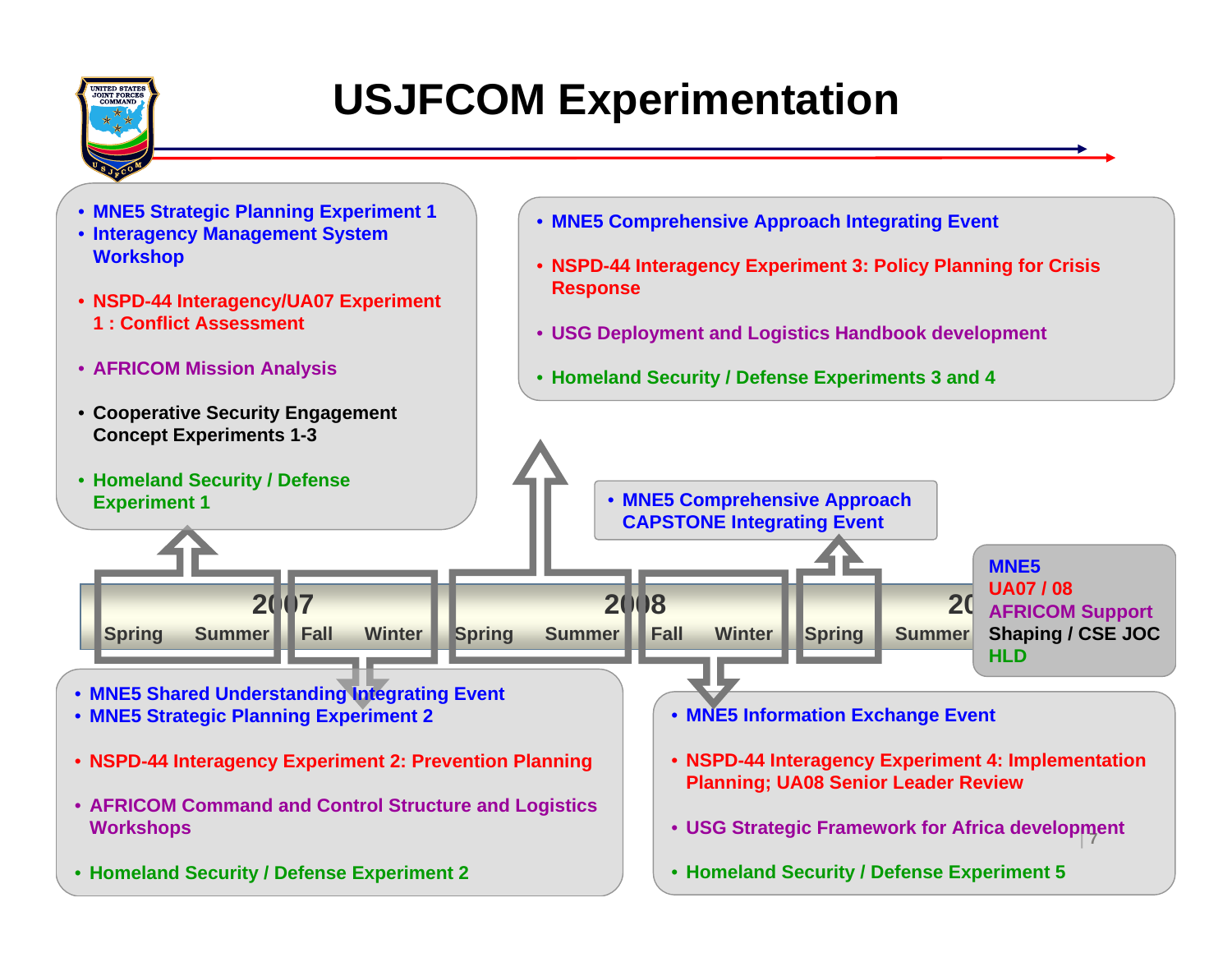# USJFCOM Experimentation

**2007 — Spring / Summer**

- MNE5 Strategic Planning Experiment 1
- Interagency Management System Workshop
- NSPD-44 Interagency/UA07 Experiment 1 : Conflict Assessment
- AFRICOM Mission Analysis
- Cooperative Security Engagement Concept Experiments 1-3
- Homeland Security / Defense Experiment 1

**2007 — Fall / Winter**

- MNE5 Shared Understanding Integrating Event
- MNE5 Strategic Planning Experiment 2
- NSPD-44 Interagency Experiment 2: Prevention Planning
- AFRICOM Command and Control Structure and Logistics Workshops
- Homeland Security / Defense Experiment 2

**2008 — Spring / Summer**

- MNE5 Comprehensive Approach Integrating Event
- NSPD-44 Interagency Experiment 3: Policy Planning for Crisis Response
- USG Deployment and Logistics Handbook development
- Homeland Security / Defense Experiments 3 and 4

**2008 — Fall / Winter**

- MNE5 Information Exchange Event
- NSPD-44 Interagency Experiment 4: Implementation Planning; UA08 Senior Leader Review
- USG Strategic Framework for Africa development
- Homeland Security / Defense Experiment 5

**2009 — Spring**

- MNE5 Comprehensive Approach CAPSTONE Integrating Event

**2009 — Summer**

- MNE5
- UA07 / 08
- AFRICOM Support
- Shaping / CSE JOC
- HLD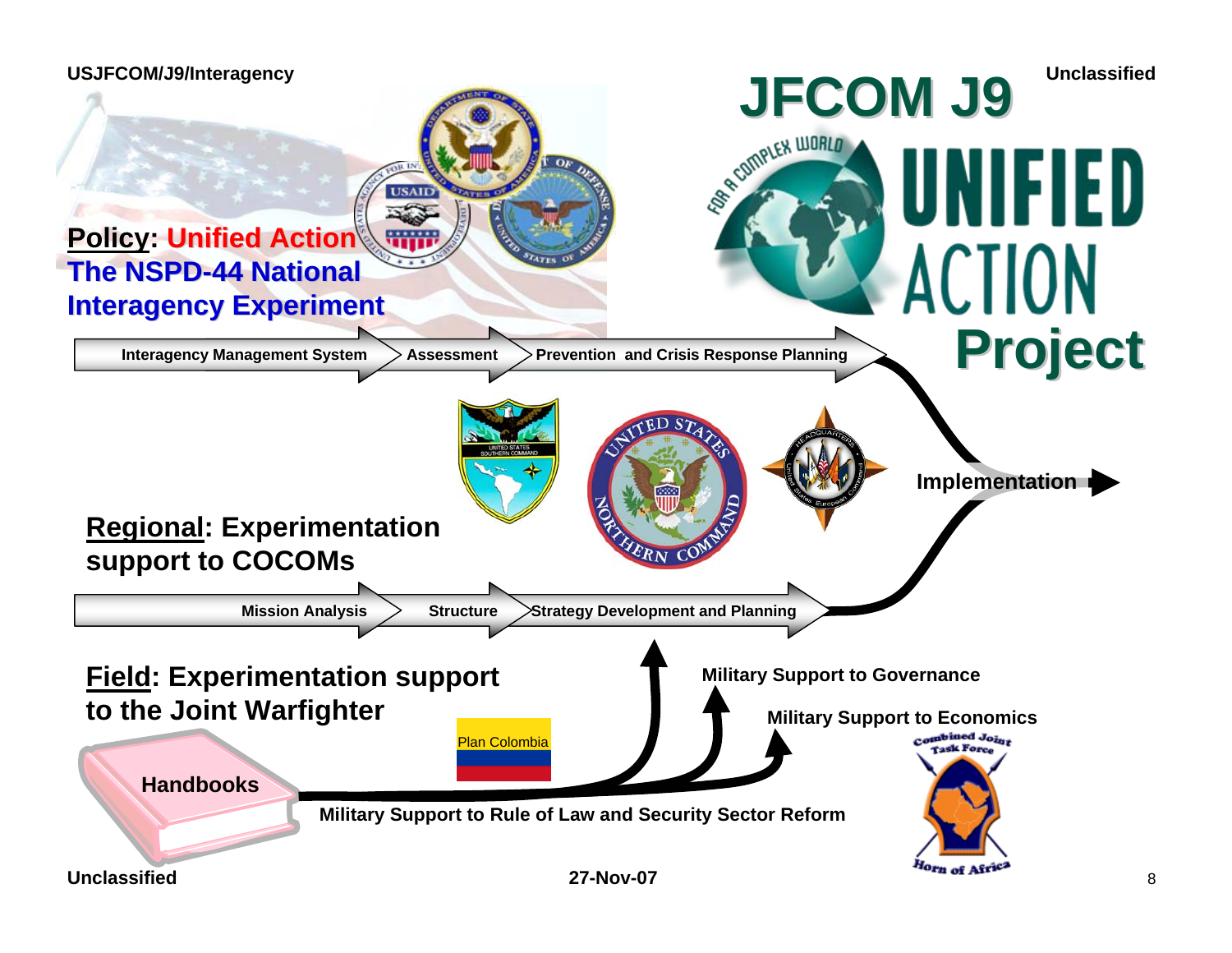# JFCOM J9 Unified Action Project

FOR A COMPLEX WORLD

UNIFIED ACTION

**Policy: Unified Action**
**The NSPD-44 National Interagency Experiment**

Interagency Management System → Assessment → Prevention and Crisis Response Planning

**Regional: Experimentation support to COCOMs**

Mission Analysis → Structure → Strategy Development and Planning

**Implementation**

**Field: Experimentation support to the Joint Warfighter**

Handbooks

Plan Colombia

Military Support to Governance

Military Support to Economics

Military Support to Rule of Law and Security Sector Reform

Combined Joint Task Force Horn of Africa

27-Nov-07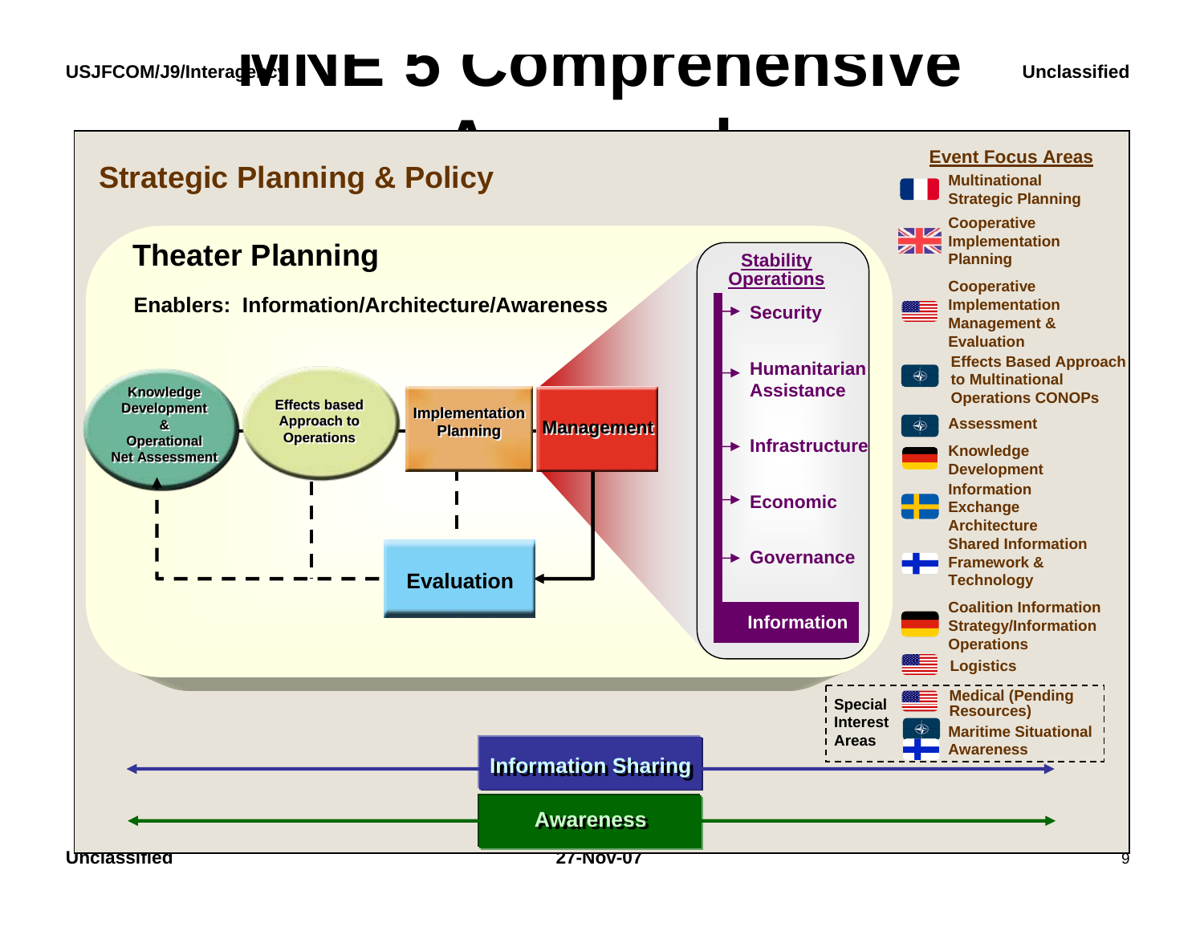# MNE 5 Comprehensive Approach

## Strategic Planning & Policy

### Theater Planning

**Enablers: Information/Architecture/Awareness**

- Knowledge Development & Operational Net Assessment
- Effects based Approach to Operations
- Implementation Planning
- Management
- Evaluation

**Stability Operations**

- Security
- Humanitarian Assistance
- Infrastructure
- Economic
- Governance
- Information

**Event Focus Areas**

- Multinational Strategic Planning
- Cooperative Implementation Planning
- Cooperative Implementation Management & Evaluation
- Effects Based Approach to Multinational Operations CONOPs
- Assessment
- Knowledge Development
- Information Exchange Architecture
- Shared Information Framework & Technology
- Coalition Information Strategy/Information Operations
- Logistics

**Special Interest Areas**

- Medical (Pending Resources)
- Maritime Situational Awareness

**Information Sharing**

**Awareness**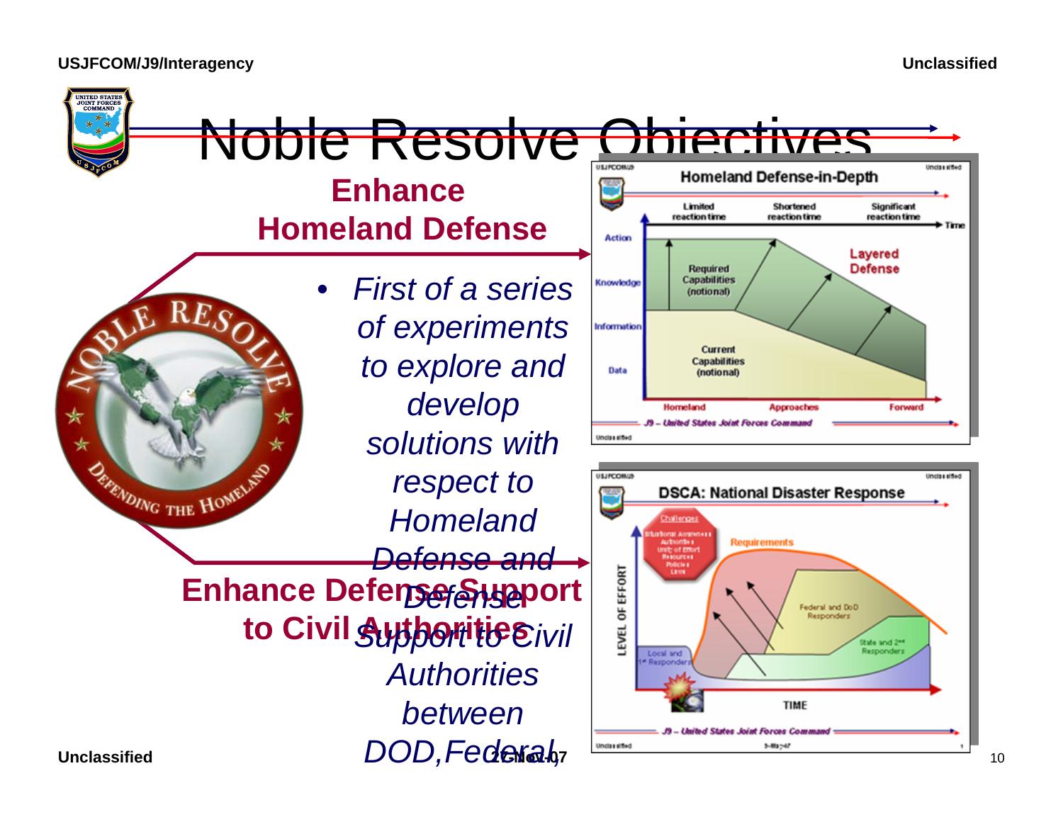# Noble Resolve Objectives

**Enhance Homeland Defense**

- *First of a series of experiments to explore and develop solutions with respect to Homeland Defense and Defense Support to Civil Authorities between DOD,Federal,*

**Enhance Defense Support to Civil Authorities**

**Homeland Defense-in-Depth**

Limited reaction time — Shortened reaction time — Significant reaction time — Time

Action / Knowledge / Information / Data

Required Capabilities (notional)

Current Capabilities (notional)

Layered Defense

Homeland — Approaches — Forward

J9 – United States Joint Forces Command

**DSCA: National Disaster Response**

Challenges: Situational Awareness, Authorities, Unity of Effort, Resources, Policies, Laws

Requirements

Federal and DoD Responders

State and 2nd Responders

Local and 1st Responders

LEVEL OF EFFORT

TIME

J9 – United States Joint Forces Command

27-Nov-07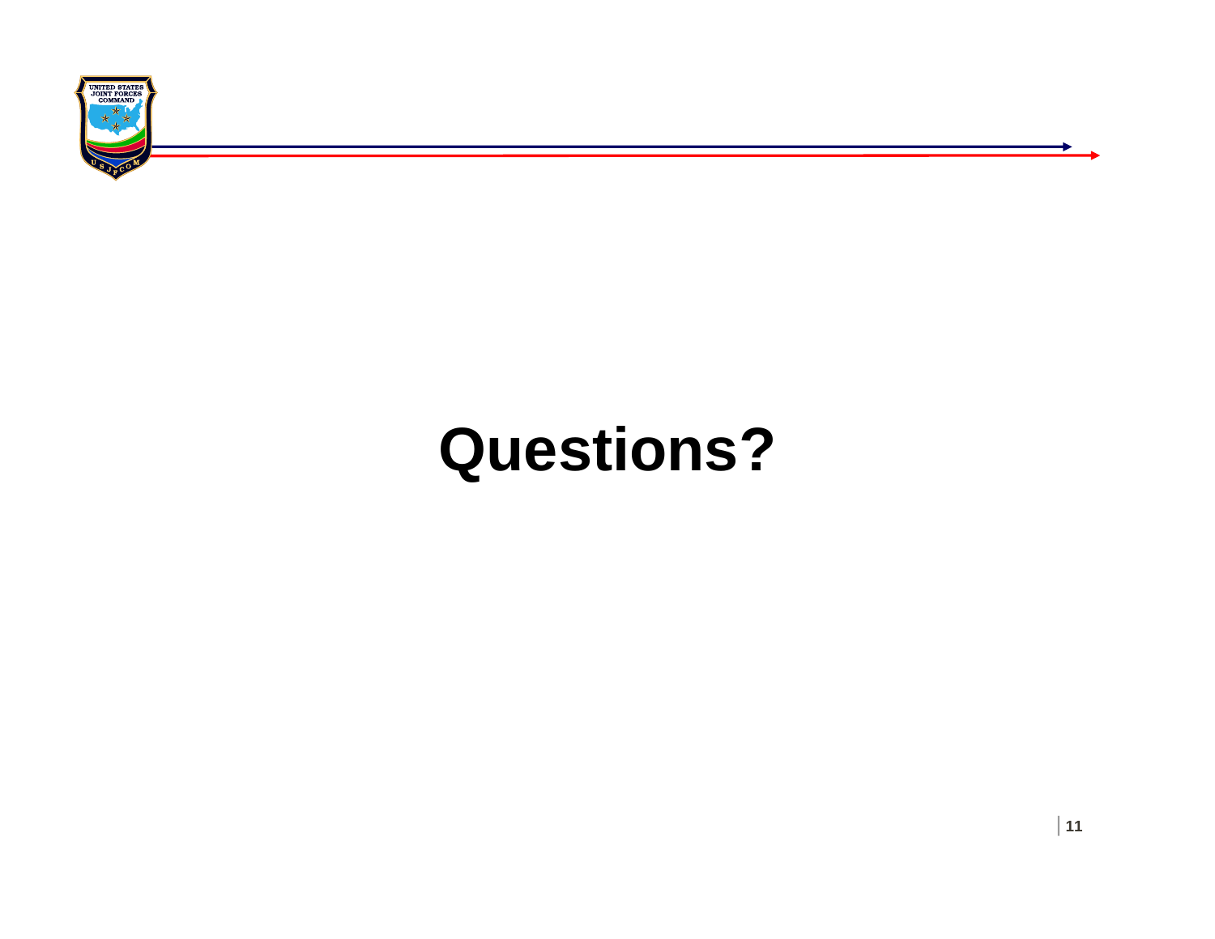# Questions?